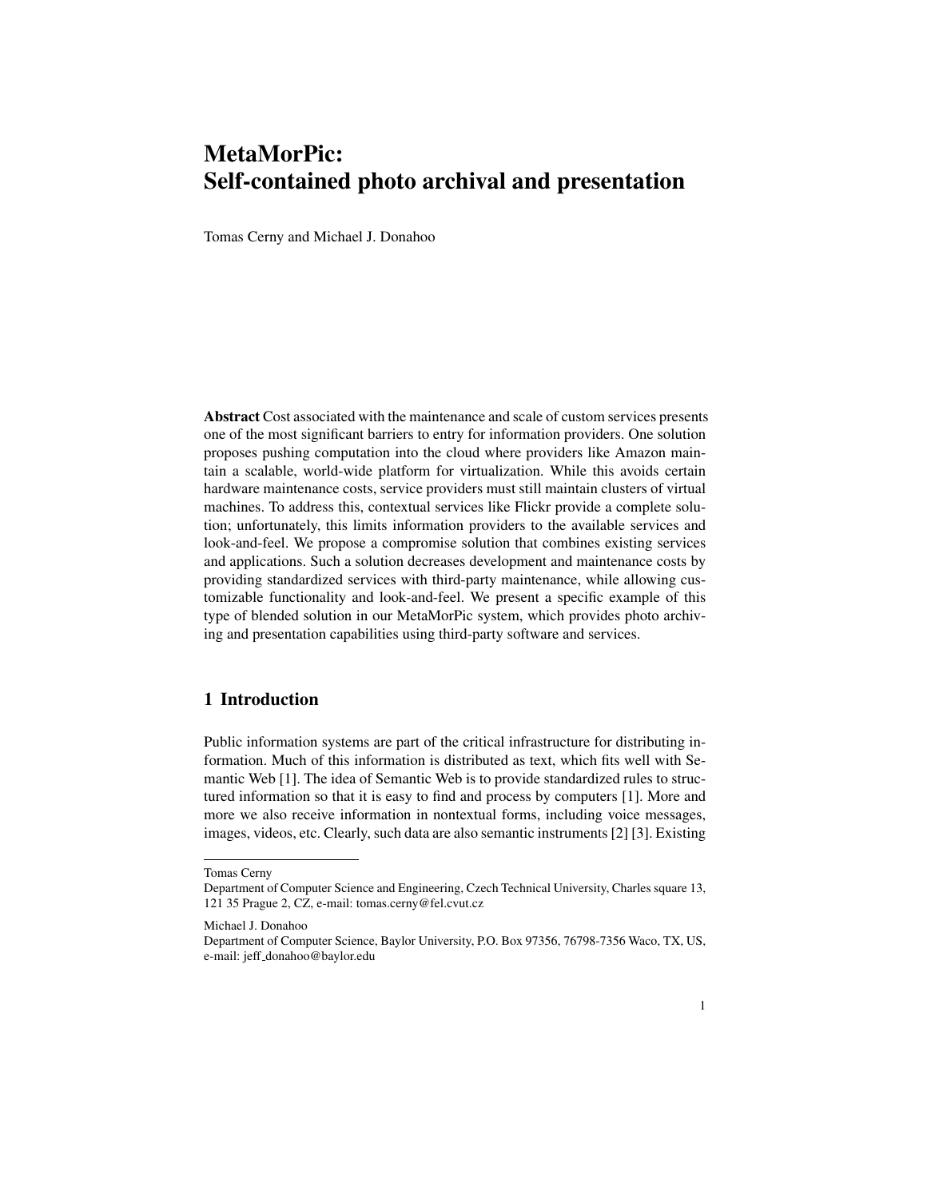# MetaMorPic: Self-contained photo archival and presentation

Tomas Cerny and Michael J. Donahoo

**Abstract** Cost associated with the maintenance and scale of custom services presents one of the most significant barriers to entry for information providers. One solution proposes pushing computation into the cloud where providers like Amazon maintain a scalable, world-wide platform for virtualization. While this avoids certain hardware maintenance costs, service providers must still maintain clusters of virtual machines. To address this, contextual services like Flickr provide a complete solution; unfortunately, this limits information providers to the available services and look-and-feel. We propose a compromise solution that combines existing services and applications. Such a solution decreases development and maintenance costs by providing standardized services with third-party maintenance, while allowing customizable functionality and look-and-feel. We present a specific example of this type of blended solution in our MetaMorPic system, which provides photo archiving and presentation capabilities using third-party software and services.

## 1 Introduction

Public information systems are part of the critical infrastructure for distributing information. Much of this information is distributed as text, which fits well with Semantic Web [1]. The idea of Semantic Web is to provide standardized rules to structured information so that it is easy to find and process by computers [1]. More and more we also receive information in nontextual forms, including voice messages, images, videos, etc. Clearly, such data are also semantic instruments [2] [3]. Existing

---

Tomas Cerny
Department of Computer Science and Engineering, Czech Technical University, Charles square 13, 121 35 Prague 2, CZ, e-mail: tomas.cerny@fel.cvut.cz

Michael J. Donahoo
Department of Computer Science, Baylor University, P.O. Box 97356, 76798-7356 Waco, TX, US, e-mail: jeff_donahoo@baylor.edu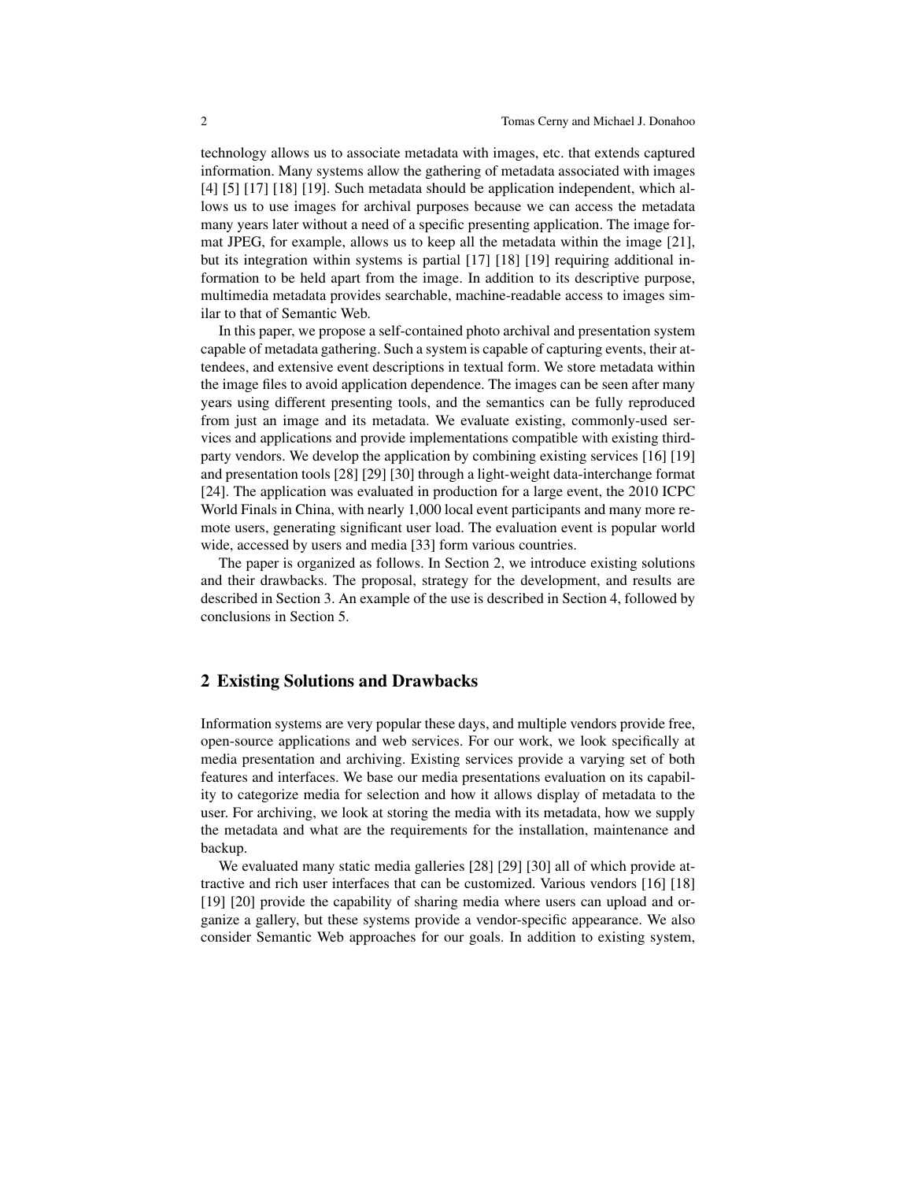technology allows us to associate metadata with images, etc. that extends captured information. Many systems allow the gathering of metadata associated with images [4] [5] [17] [18] [19]. Such metadata should be application independent, which allows us to use images for archival purposes because we can access the metadata many years later without a need of a specific presenting application. The image format JPEG, for example, allows us to keep all the metadata within the image [21], but its integration within systems is partial [17] [18] [19] requiring additional information to be held apart from the image. In addition to its descriptive purpose, multimedia metadata provides searchable, machine-readable access to images similar to that of Semantic Web.

In this paper, we propose a self-contained photo archival and presentation system capable of metadata gathering. Such a system is capable of capturing events, their attendees, and extensive event descriptions in textual form. We store metadata within the image files to avoid application dependence. The images can be seen after many years using different presenting tools, and the semantics can be fully reproduced from just an image and its metadata. We evaluate existing, commonly-used services and applications and provide implementations compatible with existing third-party vendors. We develop the application by combining existing services [16] [19] and presentation tools [28] [29] [30] through a light-weight data-interchange format [24]. The application was evaluated in production for a large event, the 2010 ICPC World Finals in China, with nearly 1,000 local event participants and many more remote users, generating significant user load. The evaluation event is popular world wide, accessed by users and media [33] form various countries.

The paper is organized as follows. In Section 2, we introduce existing solutions and their drawbacks. The proposal, strategy for the development, and results are described in Section 3. An example of the use is described in Section 4, followed by conclusions in Section 5.

## 2 Existing Solutions and Drawbacks

Information systems are very popular these days, and multiple vendors provide free, open-source applications and web services. For our work, we look specifically at media presentation and archiving. Existing services provide a varying set of both features and interfaces. We base our media presentations evaluation on its capability to categorize media for selection and how it allows display of metadata to the user. For archiving, we look at storing the media with its metadata, how we supply the metadata and what are the requirements for the installation, maintenance and backup.

We evaluated many static media galleries [28] [29] [30] all of which provide attractive and rich user interfaces that can be customized. Various vendors [16] [18] [19] [20] provide the capability of sharing media where users can upload and organize a gallery, but these systems provide a vendor-specific appearance. We also consider Semantic Web approaches for our goals. In addition to existing system,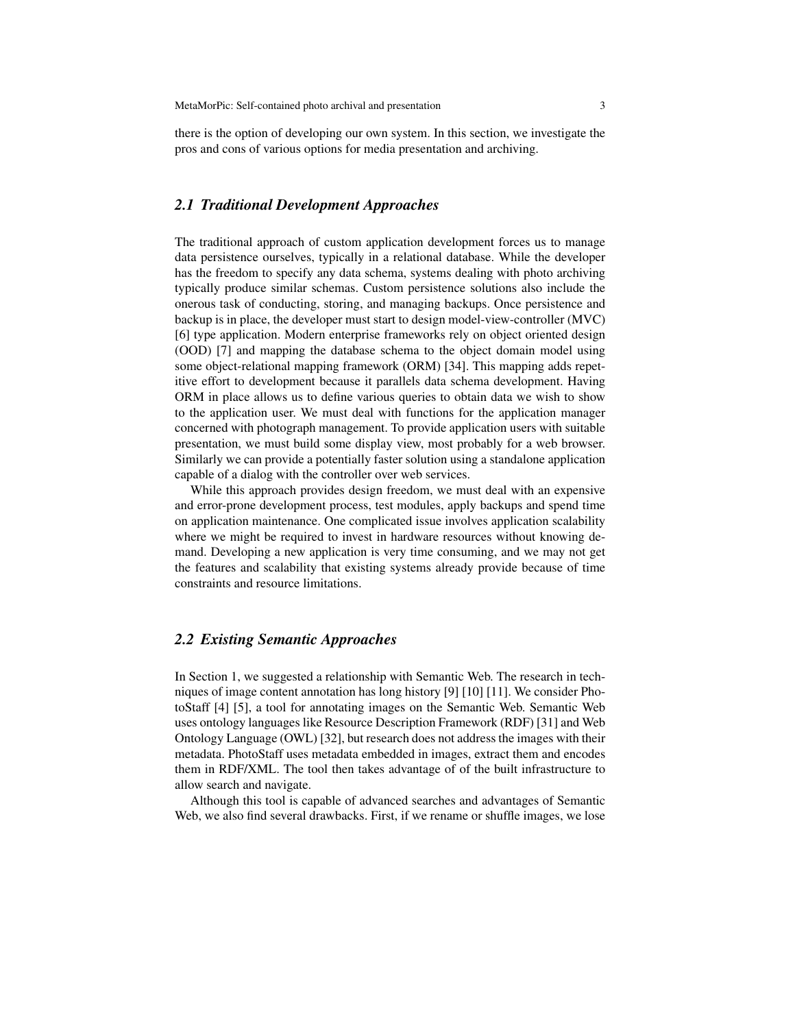there is the option of developing our own system. In this section, we investigate the pros and cons of various options for media presentation and archiving.

## *2.1 Traditional Development Approaches*

The traditional approach of custom application development forces us to manage data persistence ourselves, typically in a relational database. While the developer has the freedom to specify any data schema, systems dealing with photo archiving typically produce similar schemas. Custom persistence solutions also include the onerous task of conducting, storing, and managing backups. Once persistence and backup is in place, the developer must start to design model-view-controller (MVC) [6] type application. Modern enterprise frameworks rely on object oriented design (OOD) [7] and mapping the database schema to the object domain model using some object-relational mapping framework (ORM) [34]. This mapping adds repetitive effort to development because it parallels data schema development. Having ORM in place allows us to define various queries to obtain data we wish to show to the application user. We must deal with functions for the application manager concerned with photograph management. To provide application users with suitable presentation, we must build some display view, most probably for a web browser. Similarly we can provide a potentially faster solution using a standalone application capable of a dialog with the controller over web services.

While this approach provides design freedom, we must deal with an expensive and error-prone development process, test modules, apply backups and spend time on application maintenance. One complicated issue involves application scalability where we might be required to invest in hardware resources without knowing demand. Developing a new application is very time consuming, and we may not get the features and scalability that existing systems already provide because of time constraints and resource limitations.

## *2.2 Existing Semantic Approaches*

In Section 1, we suggested a relationship with Semantic Web. The research in techniques of image content annotation has long history [9] [10] [11]. We consider PhotoStaff [4] [5], a tool for annotating images on the Semantic Web. Semantic Web uses ontology languages like Resource Description Framework (RDF) [31] and Web Ontology Language (OWL) [32], but research does not address the images with their metadata. PhotoStaff uses metadata embedded in images, extract them and encodes them in RDF/XML. The tool then takes advantage of of the built infrastructure to allow search and navigate.

Although this tool is capable of advanced searches and advantages of Semantic Web, we also find several drawbacks. First, if we rename or shuffle images, we lose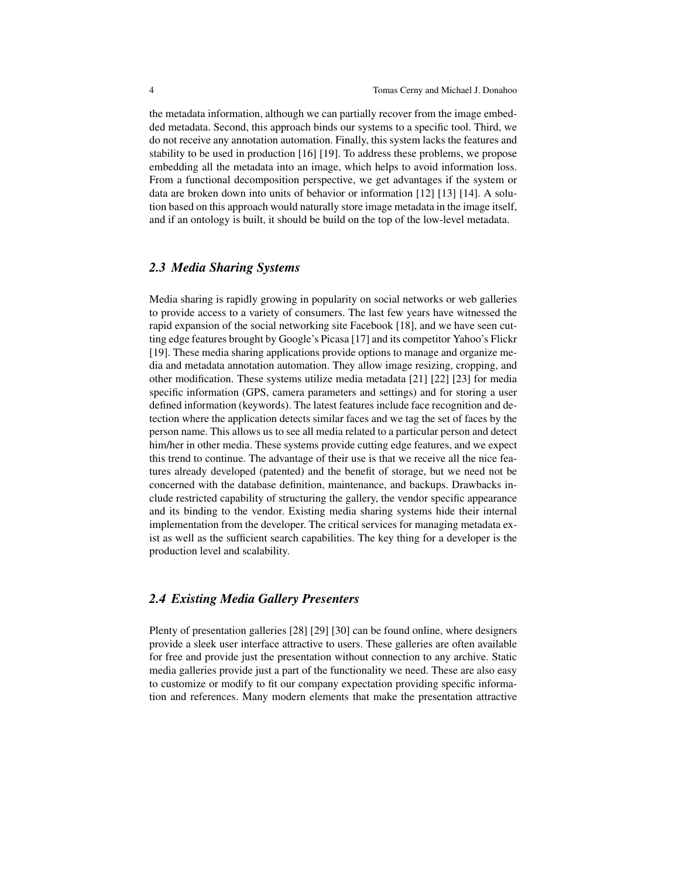the metadata information, although we can partially recover from the image embedded metadata. Second, this approach binds our systems to a specific tool. Third, we do not receive any annotation automation. Finally, this system lacks the features and stability to be used in production [16] [19]. To address these problems, we propose embedding all the metadata into an image, which helps to avoid information loss. From a functional decomposition perspective, we get advantages if the system or data are broken down into units of behavior or information [12] [13] [14]. A solution based on this approach would naturally store image metadata in the image itself, and if an ontology is built, it should be build on the top of the low-level metadata.

### *2.3 Media Sharing Systems*

Media sharing is rapidly growing in popularity on social networks or web galleries to provide access to a variety of consumers. The last few years have witnessed the rapid expansion of the social networking site Facebook [18], and we have seen cutting edge features brought by Google's Picasa [17] and its competitor Yahoo's Flickr [19]. These media sharing applications provide options to manage and organize media and metadata annotation automation. They allow image resizing, cropping, and other modification. These systems utilize media metadata [21] [22] [23] for media specific information (GPS, camera parameters and settings) and for storing a user defined information (keywords). The latest features include face recognition and detection where the application detects similar faces and we tag the set of faces by the person name. This allows us to see all media related to a particular person and detect him/her in other media. These systems provide cutting edge features, and we expect this trend to continue. The advantage of their use is that we receive all the nice features already developed (patented) and the benefit of storage, but we need not be concerned with the database definition, maintenance, and backups. Drawbacks include restricted capability of structuring the gallery, the vendor specific appearance and its binding to the vendor. Existing media sharing systems hide their internal implementation from the developer. The critical services for managing metadata exist as well as the sufficient search capabilities. The key thing for a developer is the production level and scalability.

### *2.4 Existing Media Gallery Presenters*

Plenty of presentation galleries [28] [29] [30] can be found online, where designers provide a sleek user interface attractive to users. These galleries are often available for free and provide just the presentation without connection to any archive. Static media galleries provide just a part of the functionality we need. These are also easy to customize or modify to fit our company expectation providing specific information and references. Many modern elements that make the presentation attractive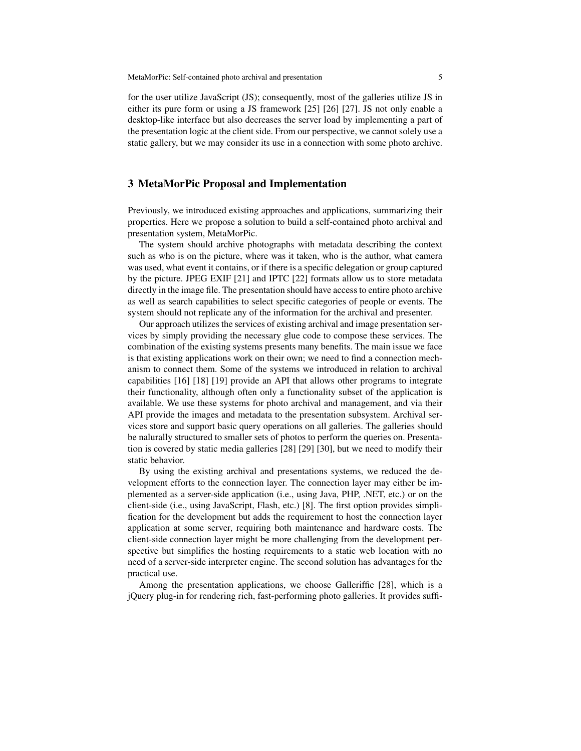for the user utilize JavaScript (JS); consequently, most of the galleries utilize JS in either its pure form or using a JS framework [25] [26] [27]. JS not only enable a desktop-like interface but also decreases the server load by implementing a part of the presentation logic at the client side. From our perspective, we cannot solely use a static gallery, but we may consider its use in a connection with some photo archive.

## 3 MetaMorPic Proposal and Implementation

Previously, we introduced existing approaches and applications, summarizing their properties. Here we propose a solution to build a self-contained photo archival and presentation system, MetaMorPic.

The system should archive photographs with metadata describing the context such as who is on the picture, where was it taken, who is the author, what camera was used, what event it contains, or if there is a specific delegation or group captured by the picture. JPEG EXIF [21] and IPTC [22] formats allow us to store metadata directly in the image file. The presentation should have access to entire photo archive as well as search capabilities to select specific categories of people or events. The system should not replicate any of the information for the archival and presenter.

Our approach utilizes the services of existing archival and image presentation services by simply providing the necessary glue code to compose these services. The combination of the existing systems presents many benefits. The main issue we face is that existing applications work on their own; we need to find a connection mechanism to connect them. Some of the systems we introduced in relation to archival capabilities [16] [18] [19] provide an API that allows other programs to integrate their functionality, although often only a functionality subset of the application is available. We use these systems for photo archival and management, and via their API provide the images and metadata to the presentation subsystem. Archival services store and support basic query operations on all galleries. The galleries should be nalurally structured to smaller sets of photos to perform the queries on. Presentation is covered by static media galleries [28] [29] [30], but we need to modify their static behavior.

By using the existing archival and presentations systems, we reduced the development efforts to the connection layer. The connection layer may either be implemented as a server-side application (i.e., using Java, PHP, .NET, etc.) or on the client-side (i.e., using JavaScript, Flash, etc.) [8]. The first option provides simplification for the development but adds the requirement to host the connection layer application at some server, requiring both maintenance and hardware costs. The client-side connection layer might be more challenging from the development perspective but simplifies the hosting requirements to a static web location with no need of a server-side interpreter engine. The second solution has advantages for the practical use.

Among the presentation applications, we choose Galleriffic [28], which is a jQuery plug-in for rendering rich, fast-performing photo galleries. It provides suffi-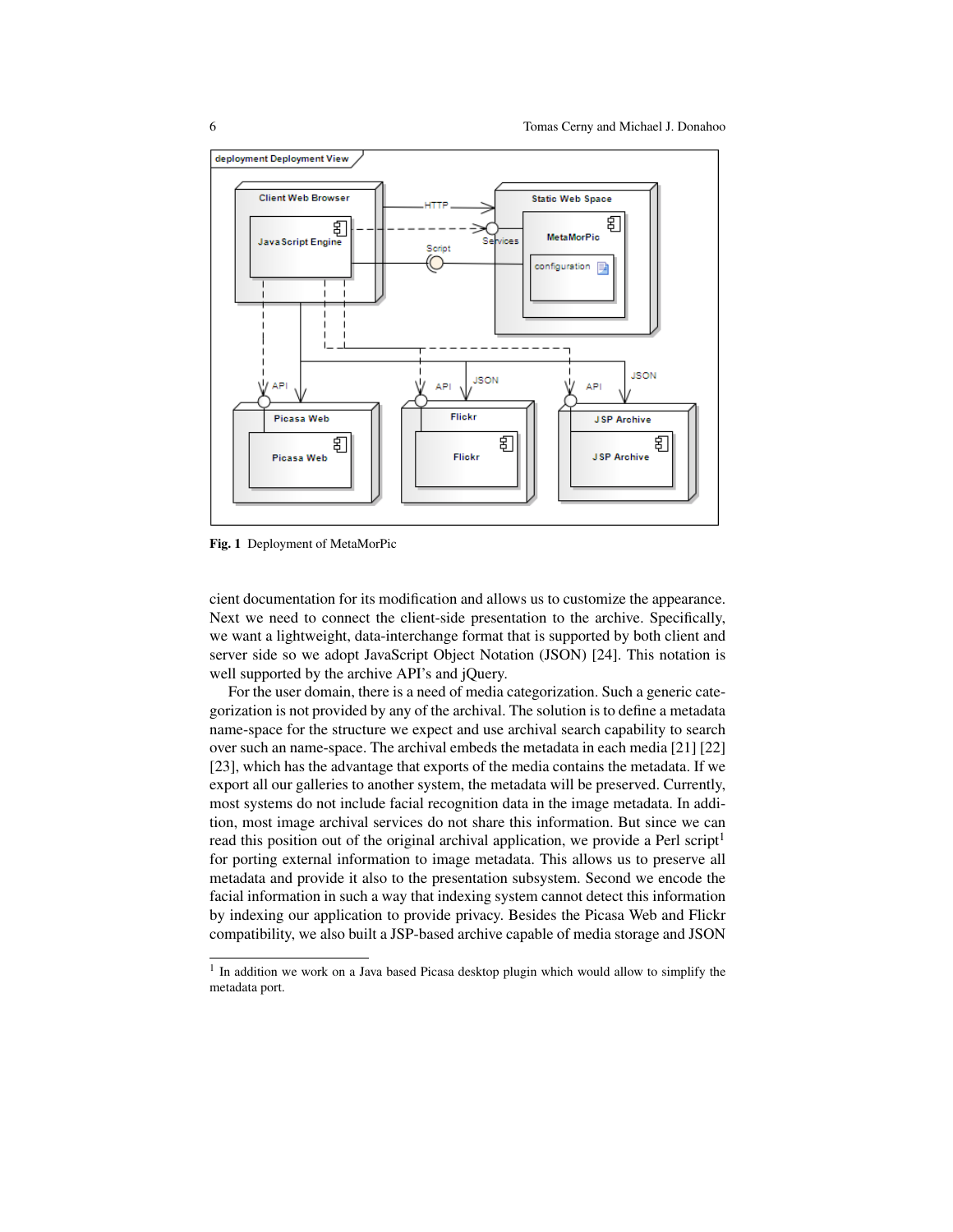Fig. 1 Deployment of MetaMorPic

cient documentation for its modification and allows us to customize the appearance. Next we need to connect the client-side presentation to the archive. Specifically, we want a lightweight, data-interchange format that is supported by both client and server side so we adopt JavaScript Object Notation (JSON) [24]. This notation is well supported by the archive API's and jQuery.

For the user domain, there is a need of media categorization. Such a generic categorization is not provided by any of the archival. The solution is to define a metadata name-space for the structure we expect and use archival search capability to search over such an name-space. The archival embeds the metadata in each media [21] [22] [23], which has the advantage that exports of the media contains the metadata. If we export all our galleries to another system, the metadata will be preserved. Currently, most systems do not include facial recognition data in the image metadata. In addition, most image archival services do not share this information. But since we can read this position out of the original archival application, we provide a Perl script[1] for porting external information to image metadata. This allows us to preserve all metadata and provide it also to the presentation subsystem. Second we encode the facial information in such a way that indexing system cannot detect this information by indexing our application to provide privacy. Besides the Picasa Web and Flickr compatibility, we also built a JSP-based archive capable of media storage and JSON

[1] In addition we work on a Java based Picasa desktop plugin which would allow to simplify the metadata port.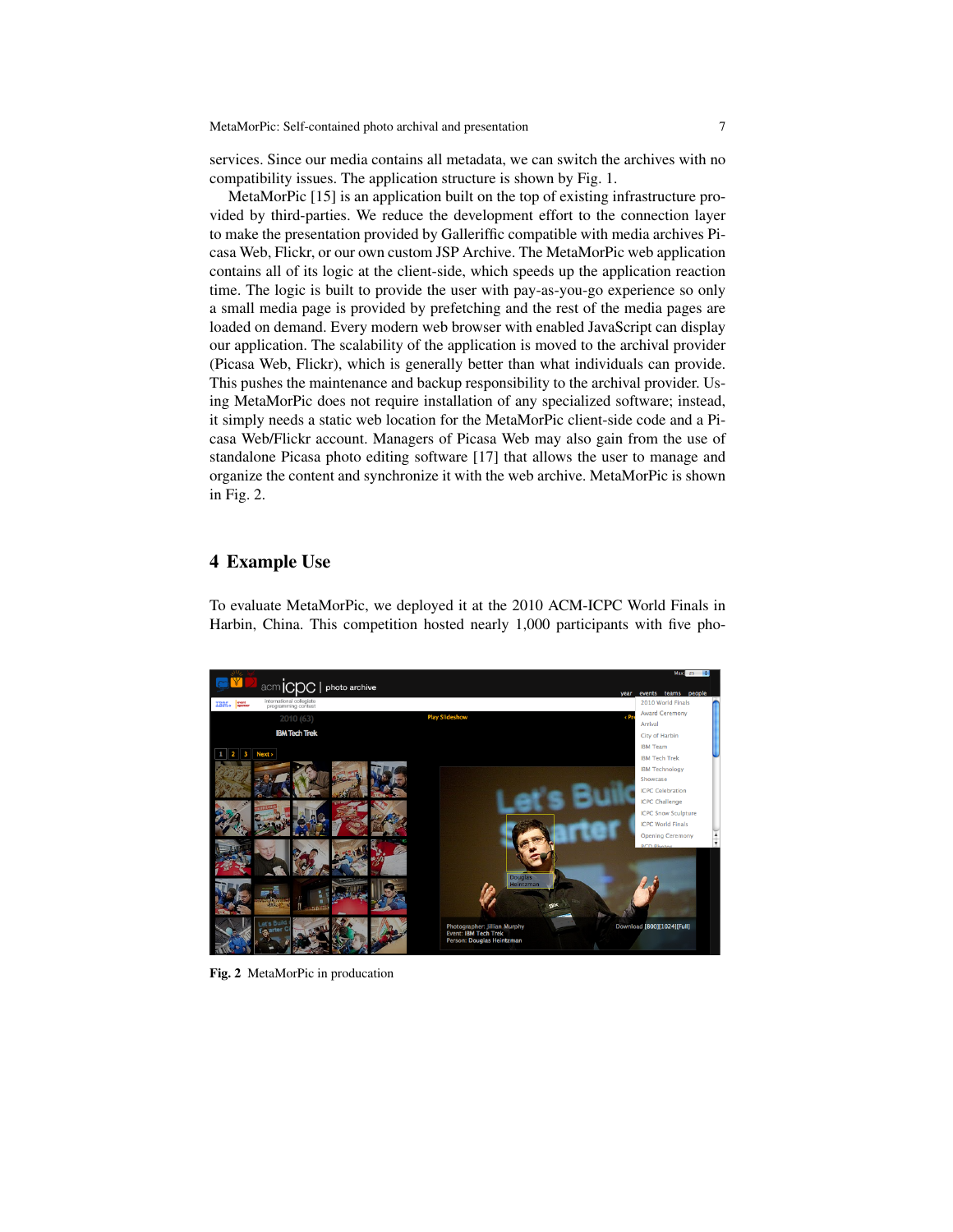services. Since our media contains all metadata, we can switch the archives with no compatibility issues. The application structure is shown by Fig. 1.

MetaMorPic [15] is an application built on the top of existing infrastructure provided by third-parties. We reduce the development effort to the connection layer to make the presentation provided by Galleriffic compatible with media archives Picasa Web, Flickr, or our own custom JSP Archive. The MetaMorPic web application contains all of its logic at the client-side, which speeds up the application reaction time. The logic is built to provide the user with pay-as-you-go experience so only a small media page is provided by prefetching and the rest of the media pages are loaded on demand. Every modern web browser with enabled JavaScript can display our application. The scalability of the application is moved to the archival provider (Picasa Web, Flickr), which is generally better than what individuals can provide. This pushes the maintenance and backup responsibility to the archival provider. Using MetaMorPic does not require installation of any specialized software; instead, it simply needs a static web location for the MetaMorPic client-side code and a Picasa Web/Flickr account. Managers of Picasa Web may also gain from the use of standalone Picasa photo editing software [17] that allows the user to manage and organize the content and synchronize it with the web archive. MetaMorPic is shown in Fig. 2.

## 4 Example Use

To evaluate MetaMorPic, we deployed it at the 2010 ACM-ICPC World Finals in Harbin, China. This competition hosted nearly 1,000 participants with five pho-

**Fig. 2** MetaMorPic in producation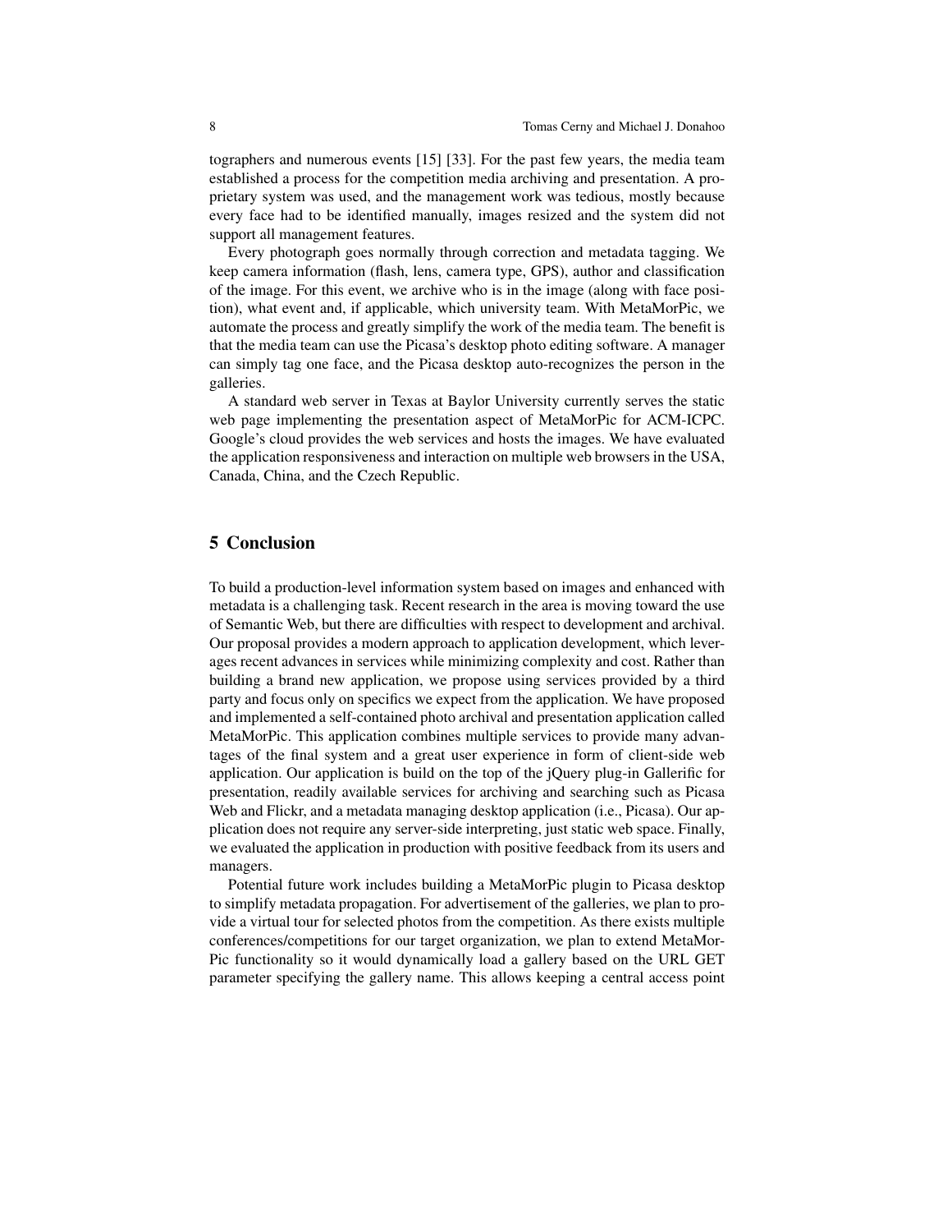tographers and numerous events [15] [33]. For the past few years, the media team established a process for the competition media archiving and presentation. A proprietary system was used, and the management work was tedious, mostly because every face had to be identified manually, images resized and the system did not support all management features.

Every photograph goes normally through correction and metadata tagging. We keep camera information (flash, lens, camera type, GPS), author and classification of the image. For this event, we archive who is in the image (along with face position), what event and, if applicable, which university team. With MetaMorPic, we automate the process and greatly simplify the work of the media team. The benefit is that the media team can use the Picasa's desktop photo editing software. A manager can simply tag one face, and the Picasa desktop auto-recognizes the person in the galleries.

A standard web server in Texas at Baylor University currently serves the static web page implementing the presentation aspect of MetaMorPic for ACM-ICPC. Google's cloud provides the web services and hosts the images. We have evaluated the application responsiveness and interaction on multiple web browsers in the USA, Canada, China, and the Czech Republic.

## 5 Conclusion

To build a production-level information system based on images and enhanced with metadata is a challenging task. Recent research in the area is moving toward the use of Semantic Web, but there are difficulties with respect to development and archival. Our proposal provides a modern approach to application development, which leverages recent advances in services while minimizing complexity and cost. Rather than building a brand new application, we propose using services provided by a third party and focus only on specifics we expect from the application. We have proposed and implemented a self-contained photo archival and presentation application called MetaMorPic. This application combines multiple services to provide many advantages of the final system and a great user experience in form of client-side web application. Our application is build on the top of the jQuery plug-in Gallerific for presentation, readily available services for archiving and searching such as Picasa Web and Flickr, and a metadata managing desktop application (i.e., Picasa). Our application does not require any server-side interpreting, just static web space. Finally, we evaluated the application in production with positive feedback from its users and managers.

Potential future work includes building a MetaMorPic plugin to Picasa desktop to simplify metadata propagation. For advertisement of the galleries, we plan to provide a virtual tour for selected photos from the competition. As there exists multiple conferences/competitions for our target organization, we plan to extend MetaMorPic functionality so it would dynamically load a gallery based on the URL GET parameter specifying the gallery name. This allows keeping a central access point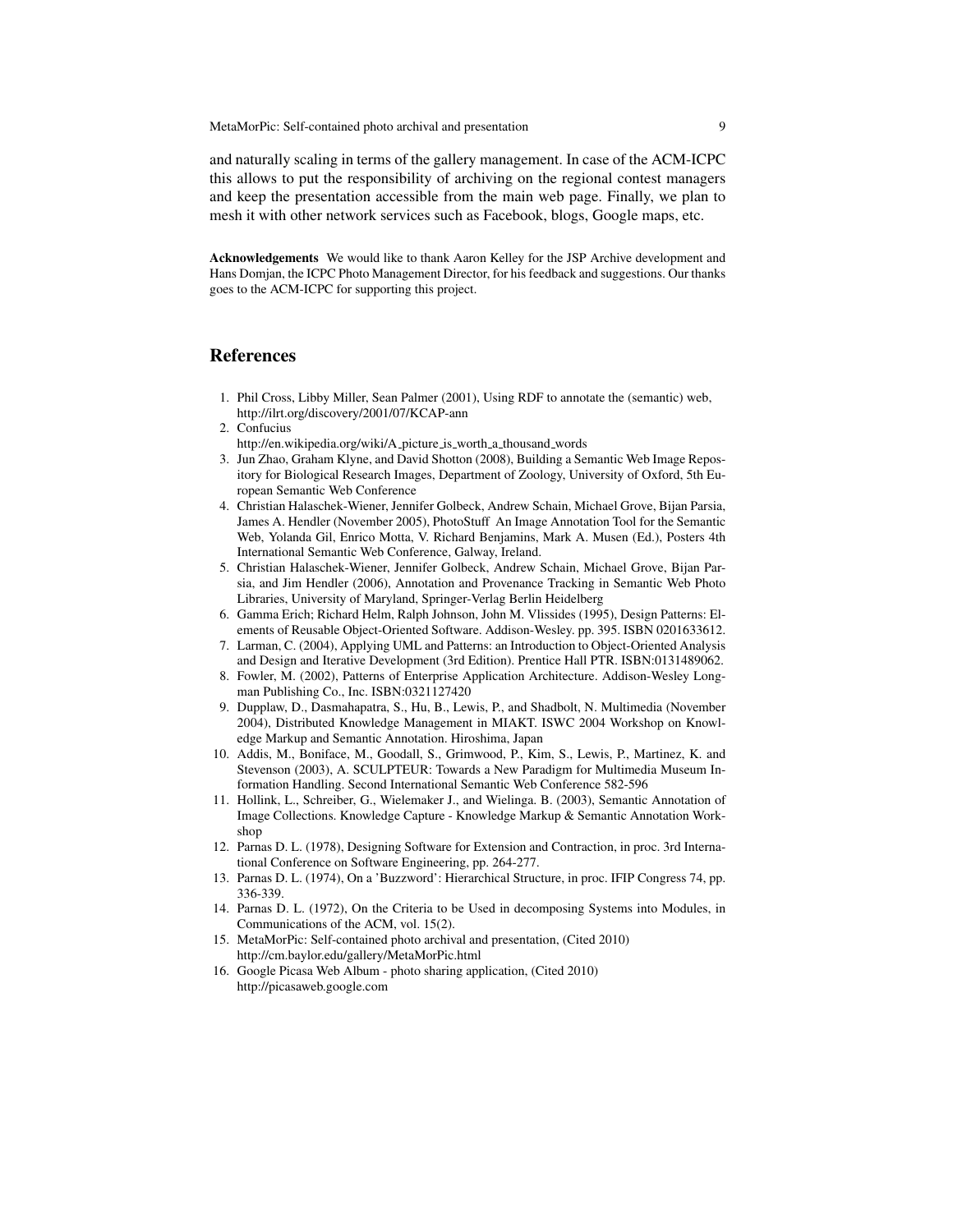and naturally scaling in terms of the gallery management. In case of the ACM-ICPC this allows to put the responsibility of archiving on the regional contest managers and keep the presentation accessible from the main web page. Finally, we plan to mesh it with other network services such as Facebook, blogs, Google maps, etc.

**Acknowledgements** We would like to thank Aaron Kelley for the JSP Archive development and Hans Domjan, the ICPC Photo Management Director, for his feedback and suggestions. Our thanks goes to the ACM-ICPC for supporting this project.

## References

1. Phil Cross, Libby Miller, Sean Palmer (2001), Using RDF to annotate the (semantic) web, http://ilrt.org/discovery/2001/07/KCAP-ann
2. Confucius
   http://en.wikipedia.org/wiki/A_picture_is_worth_a_thousand_words
3. Jun Zhao, Graham Klyne, and David Shotton (2008), Building a Semantic Web Image Repository for Biological Research Images, Department of Zoology, University of Oxford, 5th European Semantic Web Conference
4. Christian Halaschek-Wiener, Jennifer Golbeck, Andrew Schain, Michael Grove, Bijan Parsia, James A. Hendler (November 2005), PhotoStuff An Image Annotation Tool for the Semantic Web, Yolanda Gil, Enrico Motta, V. Richard Benjamins, Mark A. Musen (Ed.), Posters 4th International Semantic Web Conference, Galway, Ireland.
5. Christian Halaschek-Wiener, Jennifer Golbeck, Andrew Schain, Michael Grove, Bijan Parsia, and Jim Hendler (2006), Annotation and Provenance Tracking in Semantic Web Photo Libraries, University of Maryland, Springer-Verlag Berlin Heidelberg
6. Gamma Erich; Richard Helm, Ralph Johnson, John M. Vlissides (1995), Design Patterns: Elements of Reusable Object-Oriented Software. Addison-Wesley. pp. 395. ISBN 0201633612.
7. Larman, C. (2004), Applying UML and Patterns: an Introduction to Object-Oriented Analysis and Design and Iterative Development (3rd Edition). Prentice Hall PTR. ISBN:0131489062.
8. Fowler, M. (2002), Patterns of Enterprise Application Architecture. Addison-Wesley Longman Publishing Co., Inc. ISBN:0321127420
9. Dupplaw, D., Dasmahapatra, S., Hu, B., Lewis, P., and Shadbolt, N. Multimedia (November 2004), Distributed Knowledge Management in MIAKT. ISWC 2004 Workshop on Knowledge Markup and Semantic Annotation. Hiroshima, Japan
10. Addis, M., Boniface, M., Goodall, S., Grimwood, P., Kim, S., Lewis, P., Martinez, K. and Stevenson (2003), A. SCULPTEUR: Towards a New Paradigm for Multimedia Museum Information Handling. Second International Semantic Web Conference 582-596
11. Hollink, L., Schreiber, G., Wielemaker J., and Wielinga. B. (2003), Semantic Annotation of Image Collections. Knowledge Capture - Knowledge Markup & Semantic Annotation Workshop
12. Parnas D. L. (1978), Designing Software for Extension and Contraction, in proc. 3rd International Conference on Software Engineering, pp. 264-277.
13. Parnas D. L. (1974), On a 'Buzzword': Hierarchical Structure, in proc. IFIP Congress 74, pp. 336-339.
14. Parnas D. L. (1972), On the Criteria to be Used in decomposing Systems into Modules, in Communications of the ACM, vol. 15(2).
15. MetaMorPic: Self-contained photo archival and presentation, (Cited 2010) http://cm.baylor.edu/gallery/MetaMorPic.html
16. Google Picasa Web Album - photo sharing application, (Cited 2010) http://picasaweb.google.com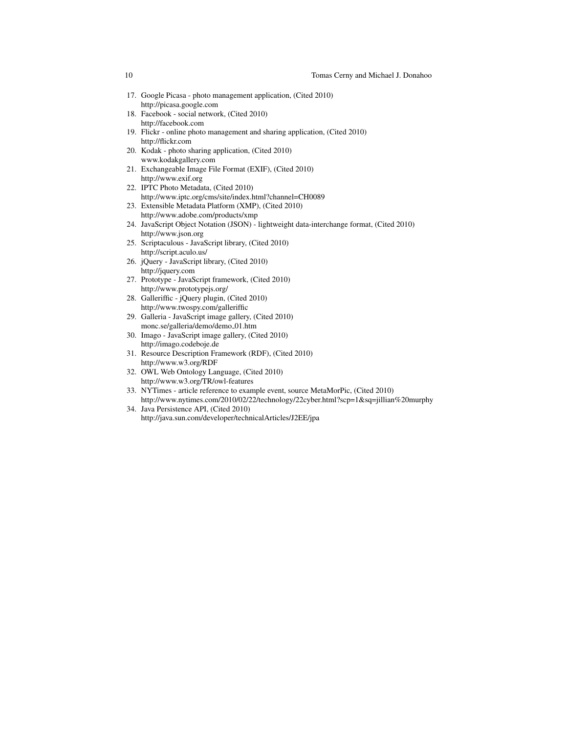17. Google Picasa - photo management application, (Cited 2010)
    http://picasa.google.com
18. Facebook - social network, (Cited 2010)
    http://facebook.com
19. Flickr - online photo management and sharing application, (Cited 2010)
    http://flickr.com
20. Kodak - photo sharing application, (Cited 2010)
    www.kodakgallery.com
21. Exchangeable Image File Format (EXIF), (Cited 2010)
    http://www.exif.org
22. IPTC Photo Metadata, (Cited 2010)
    http://www.iptc.org/cms/site/index.html?channel=CH0089
23. Extensible Metadata Platform (XMP), (Cited 2010)
    http://www.adobe.com/products/xmp
24. JavaScript Object Notation (JSON) - lightweight data-interchange format, (Cited 2010)
    http://www.json.org
25. Scriptaculous - JavaScript library, (Cited 2010)
    http://script.aculo.us/
26. jQuery - JavaScript library, (Cited 2010)
    http://jquery.com
27. Prototype - JavaScript framework, (Cited 2010)
    http://www.prototypejs.org/
28. Galleriffic - jQuery plugin, (Cited 2010)
    http://www.twospy.com/galleriffic
29. Galleria - JavaScript image gallery, (Cited 2010)
    monc.se/galleria/demo/demo_01.htm
30. Imago - JavaScript image gallery, (Cited 2010)
    http://imago.codeboje.de
31. Resource Description Framework (RDF), (Cited 2010)
    http://www.w3.org/RDF
32. OWL Web Ontology Language, (Cited 2010)
    http://www.w3.org/TR/owl-features
33. NYTimes - article reference to example event, source MetaMorPic, (Cited 2010)
    http://www.nytimes.com/2010/02/22/technology/22cyber.html?scp=1&sq=jillian%20murphy
34. Java Persistence API, (Cited 2010)
    http://java.sun.com/developer/technicalArticles/J2EE/jpa